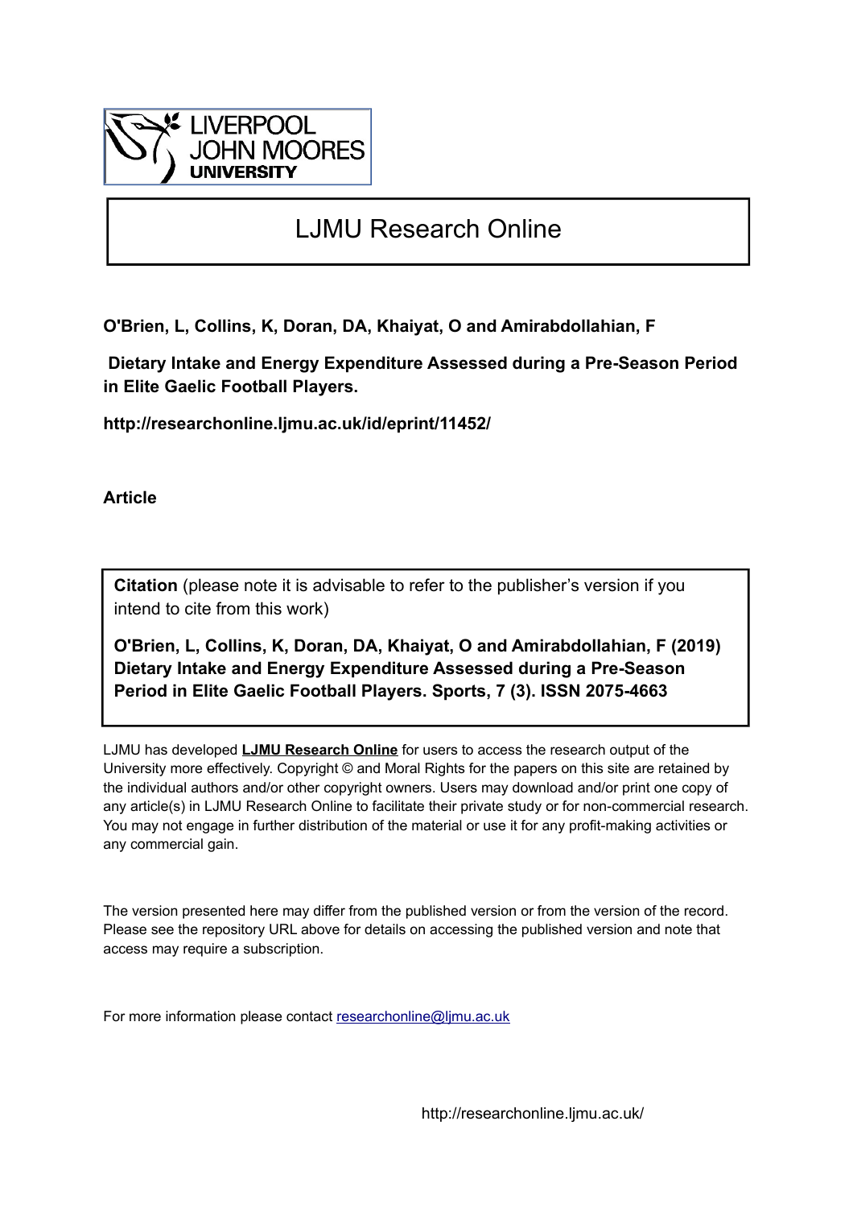LIVERPOOL JOHN MOORES UNIVERSITY

# LJMU Research Online

**O'Brien, L, Collins, K, Doran, DA, Khaiyat, O and Amirabdollahian, F**

**Dietary Intake and Energy Expenditure Assessed during a Pre-Season Period in Elite Gaelic Football Players.**

**http://researchonline.ljmu.ac.uk/id/eprint/11452/**

**Article**

**Citation** (please note it is advisable to refer to the publisher's version if you intend to cite from this work)

**O'Brien, L, Collins, K, Doran, DA, Khaiyat, O and Amirabdollahian, F (2019) Dietary Intake and Energy Expenditure Assessed during a Pre-Season Period in Elite Gaelic Football Players. Sports, 7 (3). ISSN 2075-4663**

LJMU has developed **LJMU Research Online** for users to access the research output of the University more effectively. Copyright © and Moral Rights for the papers on this site are retained by the individual authors and/or other copyright owners. Users may download and/or print one copy of any article(s) in LJMU Research Online to facilitate their private study or for non-commercial research. You may not engage in further distribution of the material or use it for any profit-making activities or any commercial gain.

The version presented here may differ from the published version or from the version of the record. Please see the repository URL above for details on accessing the published version and note that access may require a subscription.

For more information please contact researchonline@ljmu.ac.uk

http://researchonline.ljmu.ac.uk/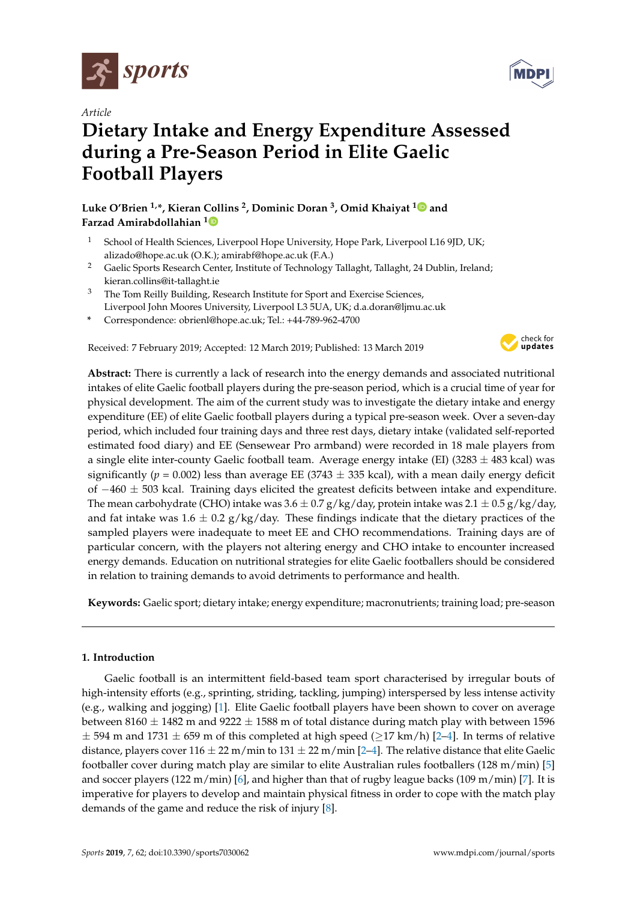Article

# Dietary Intake and Energy Expenditure Assessed during a Pre-Season Period in Elite Gaelic Football Players

**Luke O'Brien [1,*], Kieran Collins [2], Dominic Doran [3], Omid Khaiyat [1] and Farzad Amirabdollahian [1]**

[1] School of Health Sciences, Liverpool Hope University, Hope Park, Liverpool L16 9JD, UK; alizado@hope.ac.uk (O.K.); amirabf@hope.ac.uk (F.A.)

[2] Gaelic Sports Research Center, Institute of Technology Tallaght, Tallaght, 24 Dublin, Ireland; kieran.collins@it-tallaght.ie

[3] The Tom Reilly Building, Research Institute for Sport and Exercise Sciences, Liverpool John Moores University, Liverpool L3 5UA, UK; d.a.doran@ljmu.ac.uk

\* Correspondence: obrienl@hope.ac.uk; Tel.: +44-789-962-4700

Received: 7 February 2019; Accepted: 12 March 2019; Published: 13 March 2019

**Abstract:** There is currently a lack of research into the energy demands and associated nutritional intakes of elite Gaelic football players during the pre-season period, which is a crucial time of year for physical development. The aim of the current study was to investigate the dietary intake and energy expenditure (EE) of elite Gaelic football players during a typical pre-season week. Over a seven-day period, which included four training days and three rest days, dietary intake (validated self-reported estimated food diary) and EE (Sensewear Pro armband) were recorded in 18 male players from a single elite inter-county Gaelic football team. Average energy intake (EI) (3283 ± 483 kcal) was significantly ($p = 0.002$) less than average EE (3743 ± 335 kcal), with a mean daily energy deficit of −460 ± 503 kcal. Training days elicited the greatest deficits between intake and expenditure. The mean carbohydrate (CHO) intake was 3.6 ± 0.7 g/kg/day, protein intake was 2.1 ± 0.5 g/kg/day, and fat intake was 1.6 ± 0.2 g/kg/day. These findings indicate that the dietary practices of the sampled players were inadequate to meet EE and CHO recommendations. Training days are of particular concern, with the players not altering energy and CHO intake to encounter increased energy demands. Education on nutritional strategies for elite Gaelic footballers should be considered in relation to training demands to avoid detriments to performance and health.

**Keywords:** Gaelic sport; dietary intake; energy expenditure; macronutrients; training load; pre-season

## 1. Introduction

Gaelic football is an intermittent field-based team sport characterised by irregular bouts of high-intensity efforts (e.g., sprinting, striding, tackling, jumping) interspersed by less intense activity (e.g., walking and jogging) [1]. Elite Gaelic football players have been shown to cover on average between 8160 ± 1482 m and 9222 ± 1588 m of total distance during match play with between 1596 ± 594 m and 1731 ± 659 m of this completed at high speed (≥17 km/h) [2–4]. In terms of relative distance, players cover 116 ± 22 m/min to 131 ± 22 m/min [2–4]. The relative distance that elite Gaelic footballer cover during match play are similar to elite Australian rules footballers (128 m/min) [5] and soccer players (122 m/min) [6], and higher than that of rugby league backs (109 m/min) [7]. It is imperative for players to develop and maintain physical fitness in order to cope with the match play demands of the game and reduce the risk of injury [8].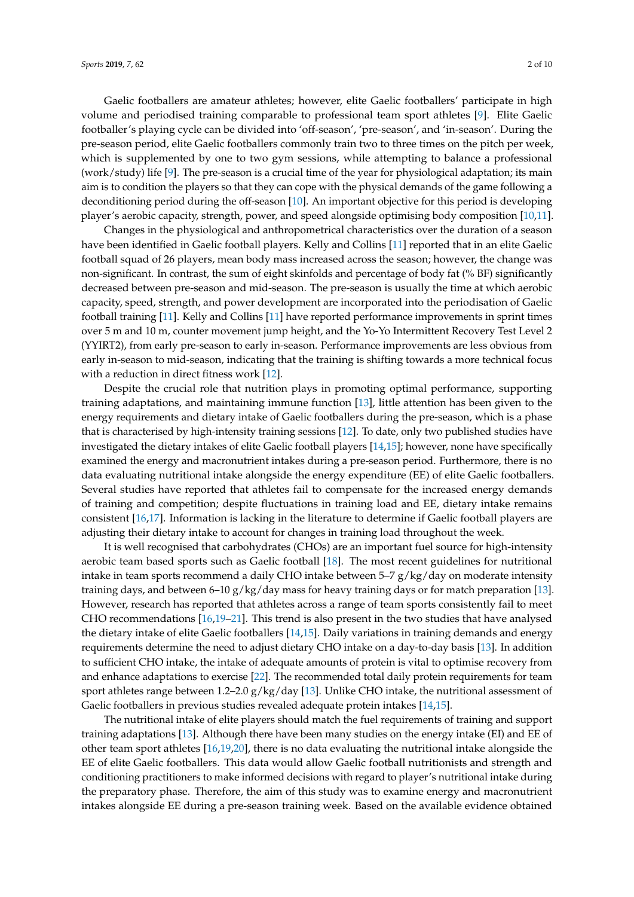Gaelic footballers are amateur athletes; however, elite Gaelic footballers' participate in high volume and periodised training comparable to professional team sport athletes [9]. Elite Gaelic footballer's playing cycle can be divided into 'off-season', 'pre-season', and 'in-season'. During the pre-season period, elite Gaelic footballers commonly train two to three times on the pitch per week, which is supplemented by one to two gym sessions, while attempting to balance a professional (work/study) life [9]. The pre-season is a crucial time of the year for physiological adaptation; its main aim is to condition the players so that they can cope with the physical demands of the game following a deconditioning period during the off-season [10]. An important objective for this period is developing player's aerobic capacity, strength, power, and speed alongside optimising body composition [10,11].

Changes in the physiological and anthropometrical characteristics over the duration of a season have been identified in Gaelic football players. Kelly and Collins [11] reported that in an elite Gaelic football squad of 26 players, mean body mass increased across the season; however, the change was non-significant. In contrast, the sum of eight skinfolds and percentage of body fat (% BF) significantly decreased between pre-season and mid-season. The pre-season is usually the time at which aerobic capacity, speed, strength, and power development are incorporated into the periodisation of Gaelic football training [11]. Kelly and Collins [11] have reported performance improvements in sprint times over 5 m and 10 m, counter movement jump height, and the Yo-Yo Intermittent Recovery Test Level 2 (YYIRT2), from early pre-season to early in-season. Performance improvements are less obvious from early in-season to mid-season, indicating that the training is shifting towards a more technical focus with a reduction in direct fitness work [12].

Despite the crucial role that nutrition plays in promoting optimal performance, supporting training adaptations, and maintaining immune function [13], little attention has been given to the energy requirements and dietary intake of Gaelic footballers during the pre-season, which is a phase that is characterised by high-intensity training sessions [12]. To date, only two published studies have investigated the dietary intakes of elite Gaelic football players [14,15]; however, none have specifically examined the energy and macronutrient intakes during a pre-season period. Furthermore, there is no data evaluating nutritional intake alongside the energy expenditure (EE) of elite Gaelic footballers. Several studies have reported that athletes fail to compensate for the increased energy demands of training and competition; despite fluctuations in training load and EE, dietary intake remains consistent [16,17]. Information is lacking in the literature to determine if Gaelic football players are adjusting their dietary intake to account for changes in training load throughout the week.

It is well recognised that carbohydrates (CHOs) are an important fuel source for high-intensity aerobic team based sports such as Gaelic football [18]. The most recent guidelines for nutritional intake in team sports recommend a daily CHO intake between 5–7 g/kg/day on moderate intensity training days, and between 6–10 g/kg/day mass for heavy training days or for match preparation [13]. However, research has reported that athletes across a range of team sports consistently fail to meet CHO recommendations [16,19–21]. This trend is also present in the two studies that have analysed the dietary intake of elite Gaelic footballers [14,15]. Daily variations in training demands and energy requirements determine the need to adjust dietary CHO intake on a day-to-day basis [13]. In addition to sufficient CHO intake, the intake of adequate amounts of protein is vital to optimise recovery from and enhance adaptations to exercise [22]. The recommended total daily protein requirements for team sport athletes range between 1.2–2.0 g/kg/day [13]. Unlike CHO intake, the nutritional assessment of Gaelic footballers in previous studies revealed adequate protein intakes [14,15].

The nutritional intake of elite players should match the fuel requirements of training and support training adaptations [13]. Although there have been many studies on the energy intake (EI) and EE of other team sport athletes [16,19,20], there is no data evaluating the nutritional intake alongside the EE of elite Gaelic footballers. This data would allow Gaelic football nutritionists and strength and conditioning practitioners to make informed decisions with regard to player's nutritional intake during the preparatory phase. Therefore, the aim of this study was to examine energy and macronutrient intakes alongside EE during a pre-season training week. Based on the available evidence obtained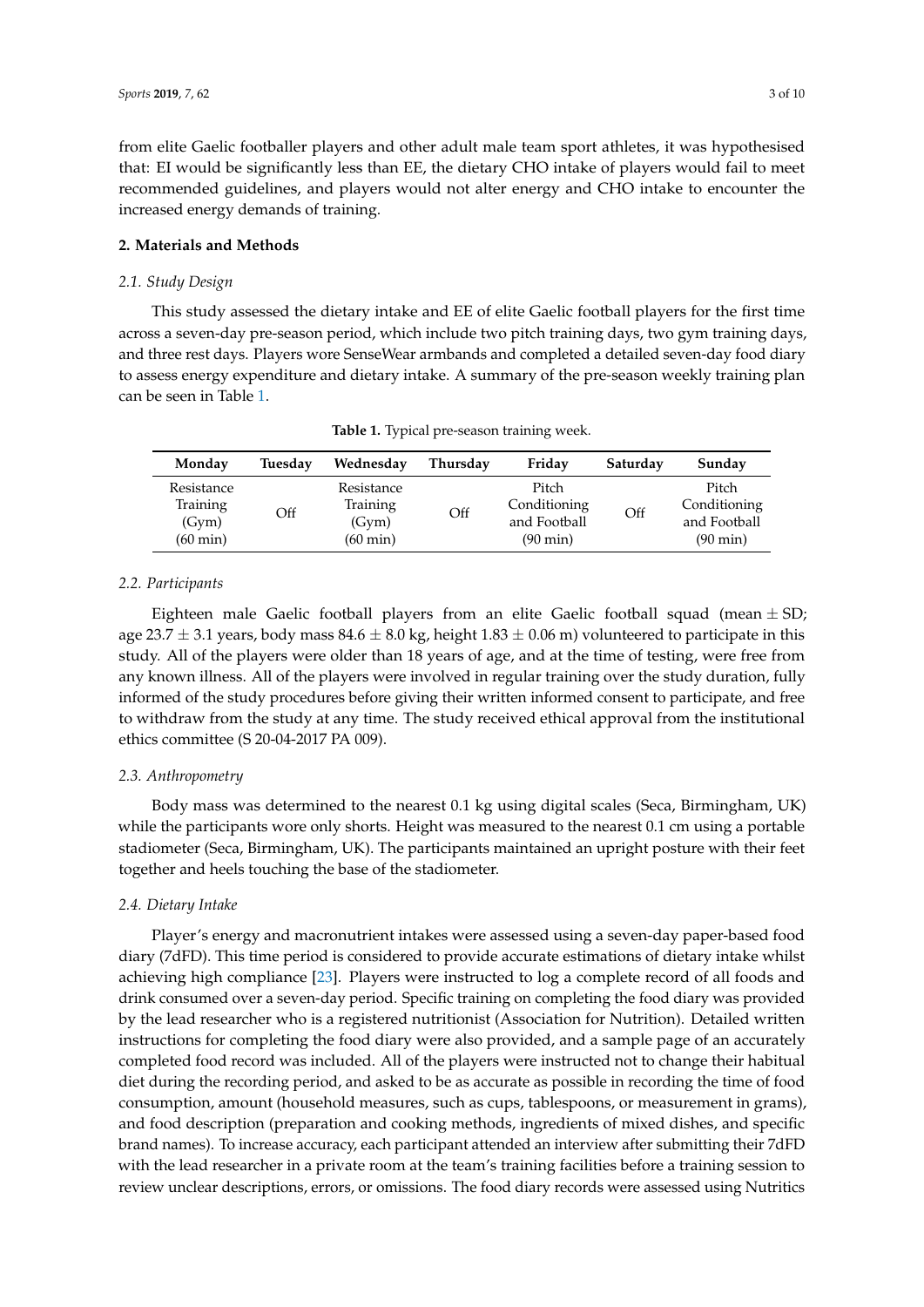from elite Gaelic footballer players and other adult male team sport athletes, it was hypothesised that: EI would be significantly less than EE, the dietary CHO intake of players would fail to meet recommended guidelines, and players would not alter energy and CHO intake to encounter the increased energy demands of training.

## 2. Materials and Methods

### *2.1. Study Design*

This study assessed the dietary intake and EE of elite Gaelic football players for the first time across a seven-day pre-season period, which include two pitch training days, two gym training days, and three rest days. Players wore SenseWear armbands and completed a detailed seven-day food diary to assess energy expenditure and dietary intake. A summary of the pre-season weekly training plan can be seen in Table 1.

**Table 1.** Typical pre-season training week.

| Monday | Tuesday | Wednesday | Thursday | Friday | Saturday | Sunday |
|---|---|---|---|---|---|---|
| Resistance Training (Gym) (60 min) | Off | Resistance Training (Gym) (60 min) | Off | Pitch Conditioning and Football (90 min) | Off | Pitch Conditioning and Football (90 min) |

### *2.2. Participants*

Eighteen male Gaelic football players from an elite Gaelic football squad (mean ± SD; age 23.7 ± 3.1 years, body mass 84.6 ± 8.0 kg, height 1.83 ± 0.06 m) volunteered to participate in this study. All of the players were older than 18 years of age, and at the time of testing, were free from any known illness. All of the players were involved in regular training over the study duration, fully informed of the study procedures before giving their written informed consent to participate, and free to withdraw from the study at any time. The study received ethical approval from the institutional ethics committee (S 20-04-2017 PA 009).

### *2.3. Anthropometry*

Body mass was determined to the nearest 0.1 kg using digital scales (Seca, Birmingham, UK) while the participants wore only shorts. Height was measured to the nearest 0.1 cm using a portable stadiometer (Seca, Birmingham, UK). The participants maintained an upright posture with their feet together and heels touching the base of the stadiometer.

### *2.4. Dietary Intake*

Player's energy and macronutrient intakes were assessed using a seven-day paper-based food diary (7dFD). This time period is considered to provide accurate estimations of dietary intake whilst achieving high compliance [23]. Players were instructed to log a complete record of all foods and drink consumed over a seven-day period. Specific training on completing the food diary was provided by the lead researcher who is a registered nutritionist (Association for Nutrition). Detailed written instructions for completing the food diary were also provided, and a sample page of an accurately completed food record was included. All of the players were instructed not to change their habitual diet during the recording period, and asked to be as accurate as possible in recording the time of food consumption, amount (household measures, such as cups, tablespoons, or measurement in grams), and food description (preparation and cooking methods, ingredients of mixed dishes, and specific brand names). To increase accuracy, each participant attended an interview after submitting their 7dFD with the lead researcher in a private room at the team's training facilities before a training session to review unclear descriptions, errors, or omissions. The food diary records were assessed using Nutritics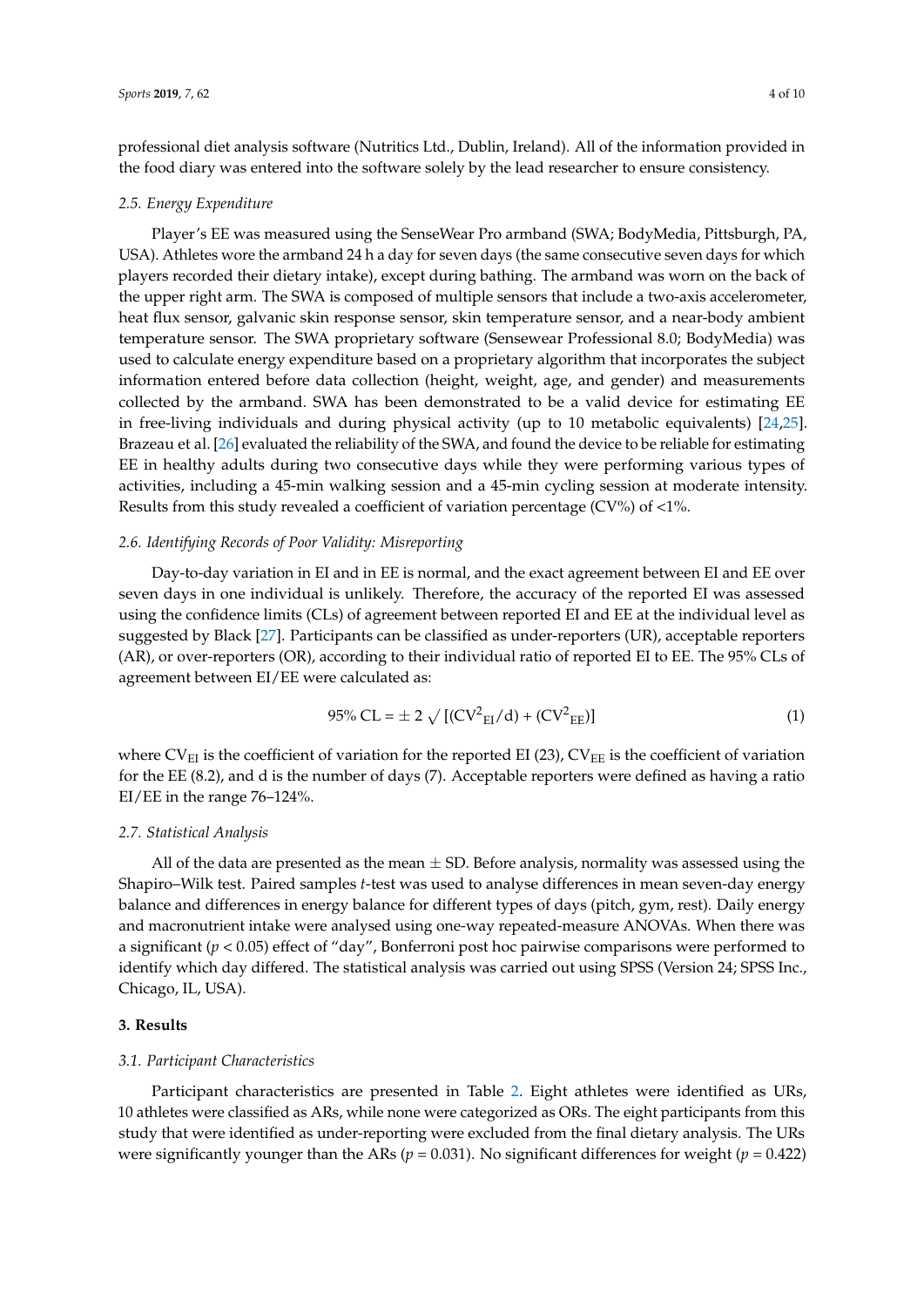professional diet analysis software (Nutritics Ltd., Dublin, Ireland). All of the information provided in the food diary was entered into the software solely by the lead researcher to ensure consistency.

### *2.5. Energy Expenditure*

Player's EE was measured using the SenseWear Pro armband (SWA; BodyMedia, Pittsburgh, PA, USA). Athletes wore the armband 24 h a day for seven days (the same consecutive seven days for which players recorded their dietary intake), except during bathing. The armband was worn on the back of the upper right arm. The SWA is composed of multiple sensors that include a two-axis accelerometer, heat flux sensor, galvanic skin response sensor, skin temperature sensor, and a near-body ambient temperature sensor. The SWA proprietary software (Sensewear Professional 8.0; BodyMedia) was used to calculate energy expenditure based on a proprietary algorithm that incorporates the subject information entered before data collection (height, weight, age, and gender) and measurements collected by the armband. SWA has been demonstrated to be a valid device for estimating EE in free-living individuals and during physical activity (up to 10 metabolic equivalents) [24,25]. Brazeau et al. [26] evaluated the reliability of the SWA, and found the device to be reliable for estimating EE in healthy adults during two consecutive days while they were performing various types of activities, including a 45-min walking session and a 45-min cycling session at moderate intensity. Results from this study revealed a coefficient of variation percentage (CV%) of <1%.

### *2.6. Identifying Records of Poor Validity: Misreporting*

Day-to-day variation in EI and in EE is normal, and the exact agreement between EI and EE over seven days in one individual is unlikely. Therefore, the accuracy of the reported EI was assessed using the confidence limits (CLs) of agreement between reported EI and EE at the individual level as suggested by Black [27]. Participants can be classified as under-reporters (UR), acceptable reporters (AR), or over-reporters (OR), according to their individual ratio of reported EI to EE. The 95% CLs of agreement between EI/EE were calculated as:

$$95\%\ \text{CL} = \pm\ 2\ \sqrt{[(\text{CV}^2_{\text{EI}}/\text{d}) + (\text{CV}^2_{\text{EE}})]} \quad (1)$$

where $CV_{EI}$ is the coefficient of variation for the reported EI (23), $CV_{EE}$ is the coefficient of variation for the EE (8.2), and d is the number of days (7). Acceptable reporters were defined as having a ratio EI/EE in the range 76–124%.

### *2.7. Statistical Analysis*

All of the data are presented as the mean ± SD. Before analysis, normality was assessed using the Shapiro–Wilk test. Paired samples *t*-test was used to analyse differences in mean seven-day energy balance and differences in energy balance for different types of days (pitch, gym, rest). Daily energy and macronutrient intake were analysed using one-way repeated-measure ANOVAs. When there was a significant ($p < 0.05$) effect of "day", Bonferroni post hoc pairwise comparisons were performed to identify which day differed. The statistical analysis was carried out using SPSS (Version 24; SPSS Inc., Chicago, IL, USA).

## 3. Results

### *3.1. Participant Characteristics*

Participant characteristics are presented in Table 2. Eight athletes were identified as URs, 10 athletes were classified as ARs, while none were categorized as ORs. The eight participants from this study that were identified as under-reporting were excluded from the final dietary analysis. The URs were significantly younger than the ARs ($p = 0.031$). No significant differences for weight ($p = 0.422$)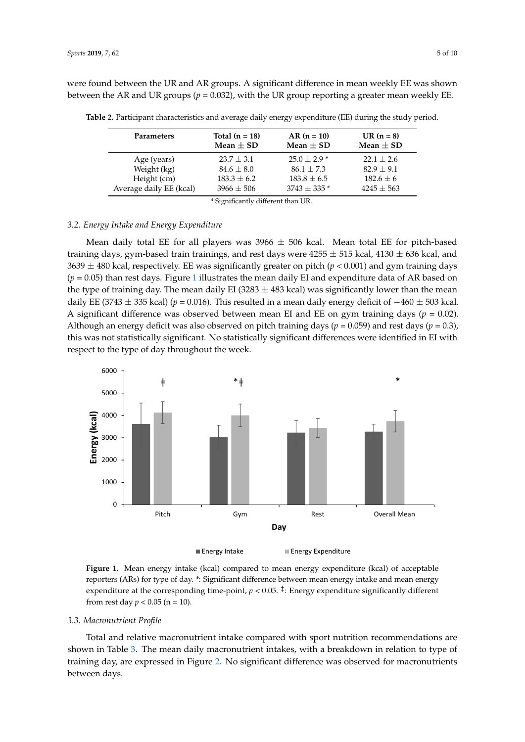were found between the UR and AR groups. A significant difference in mean weekly EE was shown between the AR and UR groups ($p = 0.032$), with the UR group reporting a greater mean weekly EE.

**Table 2.** Participant characteristics and average daily energy expenditure (EE) during the study period.

| Parameters | Total (n = 18) Mean ± SD | AR (n = 10) Mean ± SD | UR (n = 8) Mean ± SD |
|---|---|---|---|
| Age (years) | 23.7 ± 3.1 | 25.0 ± 2.9 * | 22.1 ± 2.6 |
| Weight (kg) | 84.6 ± 8.0 | 86.1 ± 7.3 | 82.9 ± 9.1 |
| Height (cm) | 183.3 ± 6.2 | 183.8 ± 6.5 | 182.6 ± 6 |
| Average daily EE (kcal) | 3966 ± 506 | 3743 ± 335 * | 4245 ± 563 |

\* Significantly different than UR.

### 3.2. Energy Intake and Energy Expenditure

Mean daily total EE for all players was 3966 ± 506 kcal. Mean total EE for pitch-based training days, gym-based train trainings, and rest days were 4255 ± 515 kcal, 4130 ± 636 kcal, and 3639 ± 480 kcal, respectively. EE was significantly greater on pitch ($p < 0.001$) and gym training days ($p = 0.05$) than rest days. Figure 1 illustrates the mean daily EI and expenditure data of AR based on the type of training day. The mean daily EI (3283 ± 483 kcal) was significantly lower than the mean daily EE (3743 ± 335 kcal) ($p = 0.016$). This resulted in a mean daily energy deficit of −460 ± 503 kcal. A significant difference was observed between mean EI and EE on gym training days ($p = 0.02$). Although an energy deficit was also observed on pitch training days ($p = 0.059$) and rest days ($p = 0.3$), this was not statistically significant. No statistically significant differences were identified in EI with respect to the type of day throughout the week.

**Figure 1.** Mean energy intake (kcal) compared to mean energy expenditure (kcal) of acceptable reporters (ARs) for type of day. *: Significant difference between mean energy intake and mean energy expenditure at the corresponding time-point, $p < 0.05$. ‡: Energy expenditure significantly different from rest day $p < 0.05$ (n = 10).

### 3.3. Macronutrient Profile

Total and relative macronutrient intake compared with sport nutrition recommendations are shown in Table 3. The mean daily macronutrient intakes, with a breakdown in relation to type of training day, are expressed in Figure 2. No significant difference was observed for macronutrients between days.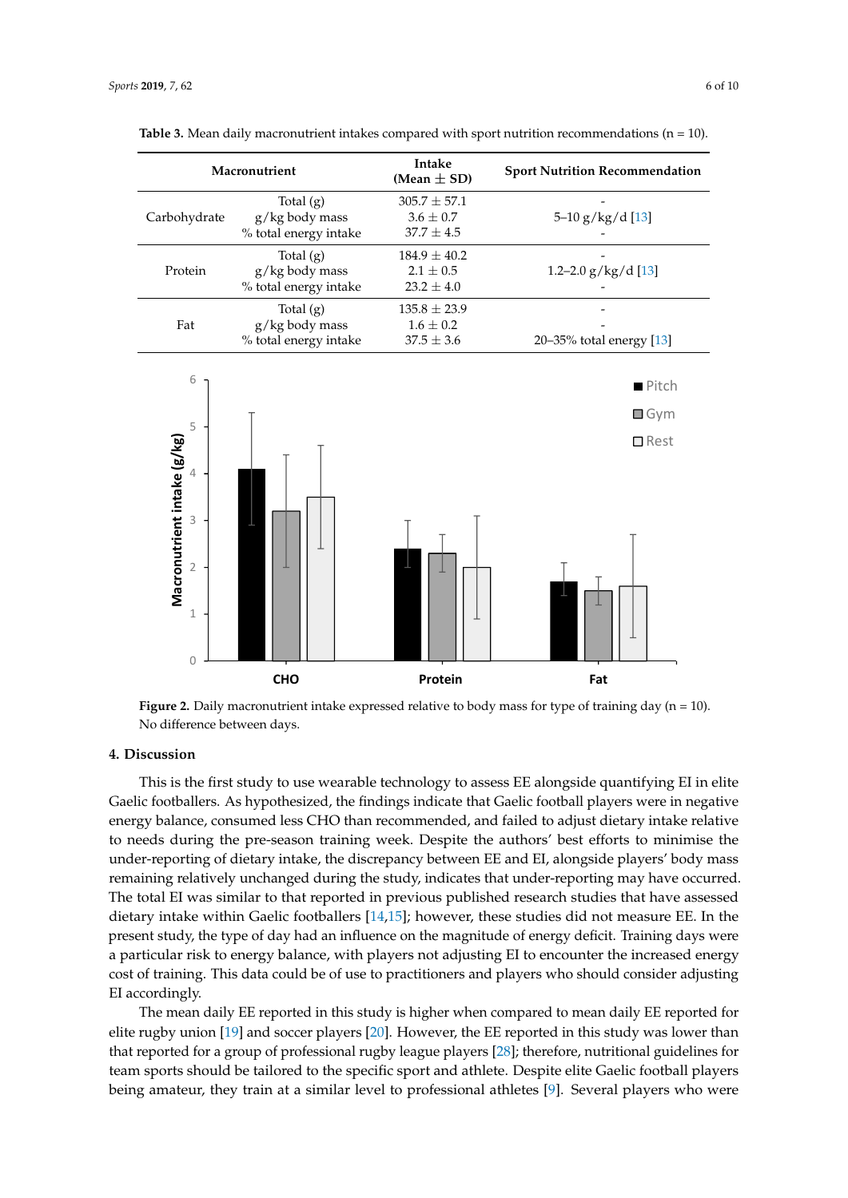**Table 3.** Mean daily macronutrient intakes compared with sport nutrition recommendations (n = 10).

| Macronutrient | | Intake (Mean ± SD) | Sport Nutrition Recommendation |
|---|---|---|---|
| Carbohydrate | Total (g) | 305.7 ± 57.1 | - |
| | g/kg body mass | 3.6 ± 0.7 | 5–10 g/kg/d [13] |
| | % total energy intake | 37.7 ± 4.5 | - |
| Protein | Total (g) | 184.9 ± 40.2 | - |
| | g/kg body mass | 2.1 ± 0.5 | 1.2–2.0 g/kg/d [13] |
| | % total energy intake | 23.2 ± 4.0 | - |
| Fat | Total (g) | 135.8 ± 23.9 | - |
| | g/kg body mass | 1.6 ± 0.2 | - |
| | % total energy intake | 37.5 ± 3.6 | 20–35% total energy [13] |

**Figure 2.** Daily macronutrient intake expressed relative to body mass for type of training day (n = 10). No difference between days.

## 4. Discussion

This is the first study to use wearable technology to assess EE alongside quantifying EI in elite Gaelic footballers. As hypothesized, the findings indicate that Gaelic football players were in negative energy balance, consumed less CHO than recommended, and failed to adjust dietary intake relative to needs during the pre-season training week. Despite the authors' best efforts to minimise the under-reporting of dietary intake, the discrepancy between EE and EI, alongside players' body mass remaining relatively unchanged during the study, indicates that under-reporting may have occurred. The total EI was similar to that reported in previous published research studies that have assessed dietary intake within Gaelic footballers [14,15]; however, these studies did not measure EE. In the present study, the type of day had an influence on the magnitude of energy deficit. Training days were a particular risk to energy balance, with players not adjusting EI to encounter the increased energy cost of training. This data could be of use to practitioners and players who should consider adjusting EI accordingly.

The mean daily EE reported in this study is higher when compared to mean daily EE reported for elite rugby union [19] and soccer players [20]. However, the EE reported in this study was lower than that reported for a group of professional rugby league players [28]; therefore, nutritional guidelines for team sports should be tailored to the specific sport and athlete. Despite elite Gaelic football players being amateur, they train at a similar level to professional athletes [9]. Several players who were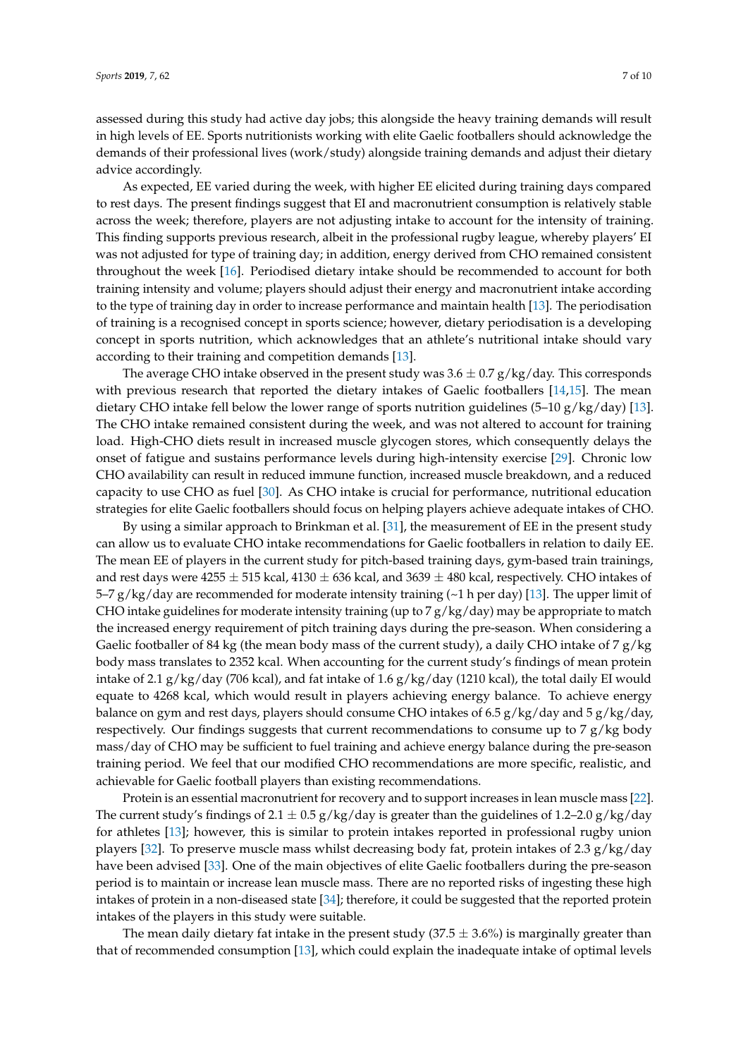assessed during this study had active day jobs; this alongside the heavy training demands will result in high levels of EE. Sports nutritionists working with elite Gaelic footballers should acknowledge the demands of their professional lives (work/study) alongside training demands and adjust their dietary advice accordingly.

As expected, EE varied during the week, with higher EE elicited during training days compared to rest days. The present findings suggest that EI and macronutrient consumption is relatively stable across the week; therefore, players are not adjusting intake to account for the intensity of training. This finding supports previous research, albeit in the professional rugby league, whereby players' EI was not adjusted for type of training day; in addition, energy derived from CHO remained consistent throughout the week [16]. Periodised dietary intake should be recommended to account for both training intensity and volume; players should adjust their energy and macronutrient intake according to the type of training day in order to increase performance and maintain health [13]. The periodisation of training is a recognised concept in sports science; however, dietary periodisation is a developing concept in sports nutrition, which acknowledges that an athlete's nutritional intake should vary according to their training and competition demands [13].

The average CHO intake observed in the present study was 3.6 ± 0.7 g/kg/day. This corresponds with previous research that reported the dietary intakes of Gaelic footballers [14,15]. The mean dietary CHO intake fell below the lower range of sports nutrition guidelines (5–10 g/kg/day) [13]. The CHO intake remained consistent during the week, and was not altered to account for training load. High-CHO diets result in increased muscle glycogen stores, which consequently delays the onset of fatigue and sustains performance levels during high-intensity exercise [29]. Chronic low CHO availability can result in reduced immune function, increased muscle breakdown, and a reduced capacity to use CHO as fuel [30]. As CHO intake is crucial for performance, nutritional education strategies for elite Gaelic footballers should focus on helping players achieve adequate intakes of CHO.

By using a similar approach to Brinkman et al. [31], the measurement of EE in the present study can allow us to evaluate CHO intake recommendations for Gaelic footballers in relation to daily EE. The mean EE of players in the current study for pitch-based training days, gym-based train trainings, and rest days were 4255 ± 515 kcal, 4130 ± 636 kcal, and 3639 ± 480 kcal, respectively. CHO intakes of 5–7 g/kg/day are recommended for moderate intensity training (~1 h per day) [13]. The upper limit of CHO intake guidelines for moderate intensity training (up to 7 g/kg/day) may be appropriate to match the increased energy requirement of pitch training days during the pre-season. When considering a Gaelic footballer of 84 kg (the mean body mass of the current study), a daily CHO intake of 7 g/kg body mass translates to 2352 kcal. When accounting for the current study's findings of mean protein intake of 2.1 g/kg/day (706 kcal), and fat intake of 1.6 g/kg/day (1210 kcal), the total daily EI would equate to 4268 kcal, which would result in players achieving energy balance. To achieve energy balance on gym and rest days, players should consume CHO intakes of 6.5 g/kg/day and 5 g/kg/day, respectively. Our findings suggests that current recommendations to consume up to 7 g/kg body mass/day of CHO may be sufficient to fuel training and achieve energy balance during the pre-season training period. We feel that our modified CHO recommendations are more specific, realistic, and achievable for Gaelic football players than existing recommendations.

Protein is an essential macronutrient for recovery and to support increases in lean muscle mass [22]. The current study's findings of 2.1 ± 0.5 g/kg/day is greater than the guidelines of 1.2–2.0 g/kg/day for athletes [13]; however, this is similar to protein intakes reported in professional rugby union players [32]. To preserve muscle mass whilst decreasing body fat, protein intakes of 2.3 g/kg/day have been advised [33]. One of the main objectives of elite Gaelic footballers during the pre-season period is to maintain or increase lean muscle mass. There are no reported risks of ingesting these high intakes of protein in a non-diseased state [34]; therefore, it could be suggested that the reported protein intakes of the players in this study were suitable.

The mean daily dietary fat intake in the present study (37.5 ± 3.6%) is marginally greater than that of recommended consumption [13], which could explain the inadequate intake of optimal levels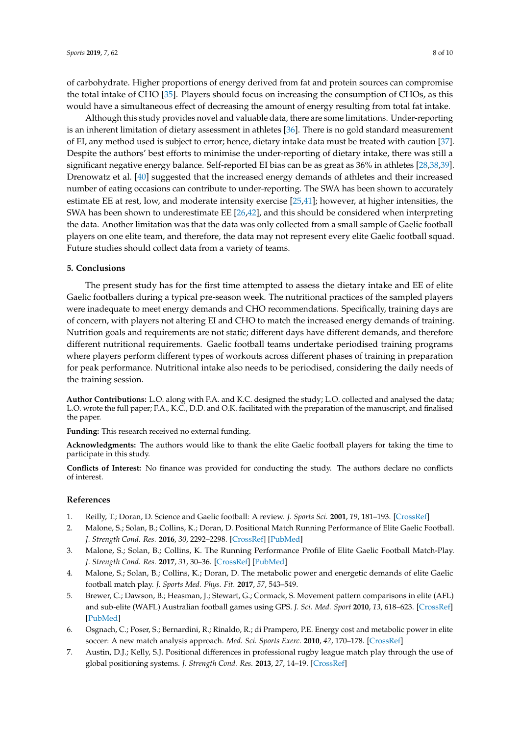of carbohydrate. Higher proportions of energy derived from fat and protein sources can compromise the total intake of CHO [35]. Players should focus on increasing the consumption of CHOs, as this would have a simultaneous effect of decreasing the amount of energy resulting from total fat intake.

Although this study provides novel and valuable data, there are some limitations. Under-reporting is an inherent limitation of dietary assessment in athletes [36]. There is no gold standard measurement of EI, any method used is subject to error; hence, dietary intake data must be treated with caution [37]. Despite the authors' best efforts to minimise the under-reporting of dietary intake, there was still a significant negative energy balance. Self-reported EI bias can be as great as 36% in athletes [28,38,39]. Drenowatz et al. [40] suggested that the increased energy demands of athletes and their increased number of eating occasions can contribute to under-reporting. The SWA has been shown to accurately estimate EE at rest, low, and moderate intensity exercise [25,41]; however, at higher intensities, the SWA has been shown to underestimate EE [26,42], and this should be considered when interpreting the data. Another limitation was that the data was only collected from a small sample of Gaelic football players on one elite team, and therefore, the data may not represent every elite Gaelic football squad. Future studies should collect data from a variety of teams.

## 5. Conclusions

The present study has for the first time attempted to assess the dietary intake and EE of elite Gaelic footballers during a typical pre-season week. The nutritional practices of the sampled players were inadequate to meet energy demands and CHO recommendations. Specifically, training days are of concern, with players not altering EI and CHO to match the increased energy demands of training. Nutrition goals and requirements are not static; different days have different demands, and therefore different nutritional requirements. Gaelic football teams undertake periodised training programs where players perform different types of workouts across different phases of training in preparation for peak performance. Nutritional intake also needs to be periodised, considering the daily needs of the training session.

**Author Contributions:** L.O. along with F.A. and K.C. designed the study; L.O. collected and analysed the data; L.O. wrote the full paper; F.A., K.C., D.D. and O.K. facilitated with the preparation of the manuscript, and finalised the paper.

**Funding:** This research received no external funding.

**Acknowledgments:** The authors would like to thank the elite Gaelic football players for taking the time to participate in this study.

**Conflicts of Interest:** No finance was provided for conducting the study. The authors declare no conflicts of interest.

## References

1. Reilly, T.; Doran, D. Science and Gaelic football: A review. *J. Sports Sci.* **2001**, *19*, 181–193. [CrossRef]
2. Malone, S.; Solan, B.; Collins, K.; Doran, D. Positional Match Running Performance of Elite Gaelic Football. *J. Strength Cond. Res.* **2016**, *30*, 2292–2298. [CrossRef] [PubMed]
3. Malone, S.; Solan, B.; Collins, K. The Running Performance Profile of Elite Gaelic Football Match-Play. *J. Strength Cond. Res.* **2017**, *31*, 30–36. [CrossRef] [PubMed]
4. Malone, S.; Solan, B.; Collins, K.; Doran, D. The metabolic power and energetic demands of elite Gaelic football match play. *J. Sports Med. Phys. Fit.* **2017**, *57*, 543–549.
5. Brewer, C.; Dawson, B.; Heasman, J.; Stewart, G.; Cormack, S. Movement pattern comparisons in elite (AFL) and sub-elite (WAFL) Australian football games using GPS. *J. Sci. Med. Sport* **2010**, *13*, 618–623. [CrossRef] [PubMed]
6. Osgnach, C.; Poser, S.; Bernardini, R.; Rinaldo, R.; di Prampero, P.E. Energy cost and metabolic power in elite soccer: A new match analysis approach. *Med. Sci. Sports Exerc.* **2010**, *42*, 170–178. [CrossRef]
7. Austin, D.J.; Kelly, S.J. Positional differences in professional rugby league match play through the use of global positioning systems. *J. Strength Cond. Res.* **2013**, *27*, 14–19. [CrossRef]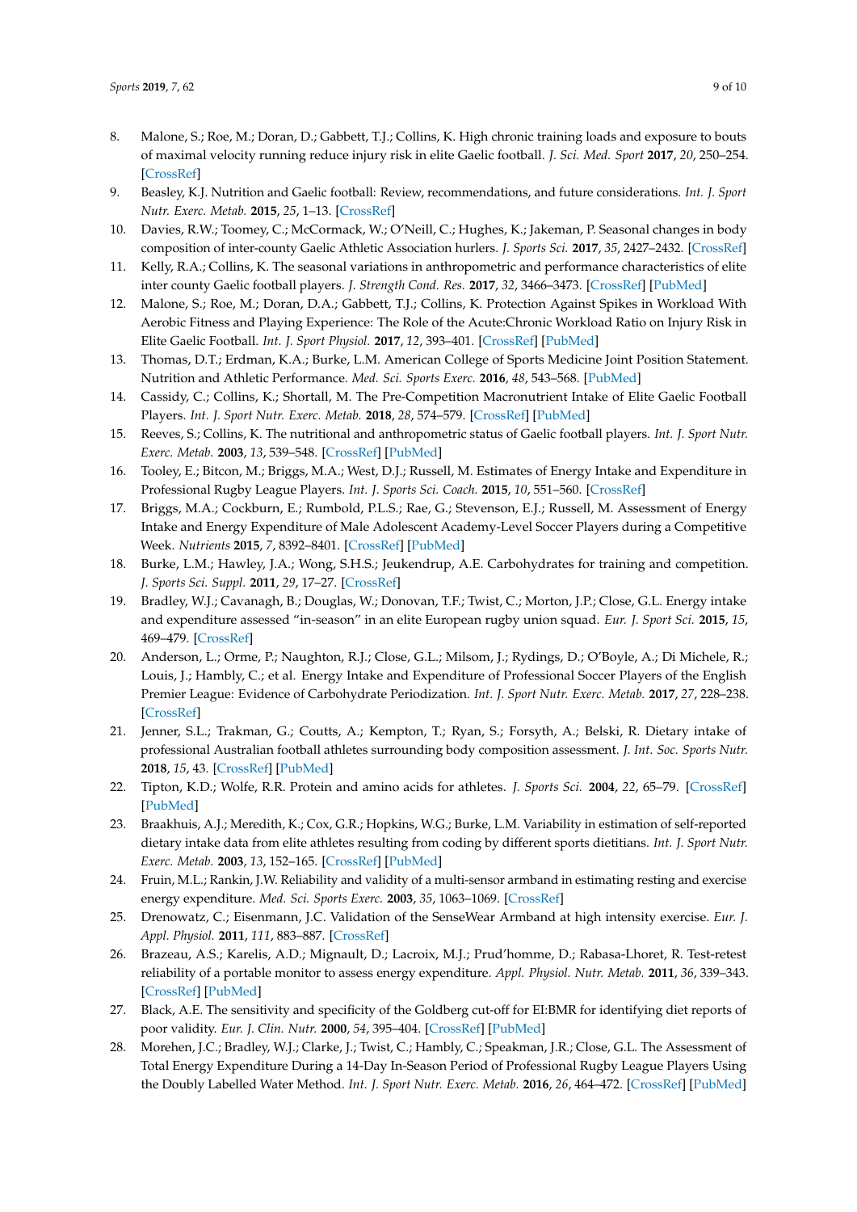8. Malone, S.; Roe, M.; Doran, D.; Gabbett, T.J.; Collins, K. High chronic training loads and exposure to bouts of maximal velocity running reduce injury risk in elite Gaelic football. *J. Sci. Med. Sport* **2017**, *20*, 250–254. [CrossRef]
9. Beasley, K.J. Nutrition and Gaelic football: Review, recommendations, and future considerations. *Int. J. Sport Nutr. Exerc. Metab.* **2015**, *25*, 1–13. [CrossRef]
10. Davies, R.W.; Toomey, C.; McCormack, W.; O'Neill, C.; Hughes, K.; Jakeman, P. Seasonal changes in body composition of inter-county Gaelic Athletic Association hurlers. *J. Sports Sci.* **2017**, *35*, 2427–2432. [CrossRef]
11. Kelly, R.A.; Collins, K. The seasonal variations in anthropometric and performance characteristics of elite inter county Gaelic football players. *J. Strength Cond. Res.* **2017**, *32*, 3466–3473. [CrossRef] [PubMed]
12. Malone, S.; Roe, M.; Doran, D.A.; Gabbett, T.J.; Collins, K. Protection Against Spikes in Workload With Aerobic Fitness and Playing Experience: The Role of the Acute:Chronic Workload Ratio on Injury Risk in Elite Gaelic Football. *Int. J. Sport Physiol.* **2017**, *12*, 393–401. [CrossRef] [PubMed]
13. Thomas, D.T.; Erdman, K.A.; Burke, L.M. American College of Sports Medicine Joint Position Statement. Nutrition and Athletic Performance. *Med. Sci. Sports Exerc.* **2016**, *48*, 543–568. [PubMed]
14. Cassidy, C.; Collins, K.; Shortall, M. The Pre-Competition Macronutrient Intake of Elite Gaelic Football Players. *Int. J. Sport Nutr. Exerc. Metab.* **2018**, *28*, 574–579. [CrossRef] [PubMed]
15. Reeves, S.; Collins, K. The nutritional and anthropometric status of Gaelic football players. *Int. J. Sport Nutr. Exerc. Metab.* **2003**, *13*, 539–548. [CrossRef] [PubMed]
16. Tooley, E.; Bitcon, M.; Briggs, M.A.; West, D.J.; Russell, M. Estimates of Energy Intake and Expenditure in Professional Rugby League Players. *Int. J. Sports Sci. Coach.* **2015**, *10*, 551–560. [CrossRef]
17. Briggs, M.A.; Cockburn, E.; Rumbold, P.L.S.; Rae, G.; Stevenson, E.J.; Russell, M. Assessment of Energy Intake and Energy Expenditure of Male Adolescent Academy-Level Soccer Players during a Competitive Week. *Nutrients* **2015**, *7*, 8392–8401. [CrossRef] [PubMed]
18. Burke, L.M.; Hawley, J.A.; Wong, S.H.S.; Jeukendrup, A.E. Carbohydrates for training and competition. *J. Sports Sci. Suppl.* **2011**, *29*, 17–27. [CrossRef]
19. Bradley, W.J.; Cavanagh, B.; Douglas, W.; Donovan, T.F.; Twist, C.; Morton, J.P.; Close, G.L. Energy intake and expenditure assessed "in-season" in an elite European rugby union squad. *Eur. J. Sport Sci.* **2015**, *15*, 469–479. [CrossRef]
20. Anderson, L.; Orme, P.; Naughton, R.J.; Close, G.L.; Milsom, J.; Rydings, D.; O'Boyle, A.; Di Michele, R.; Louis, J.; Hambly, C.; et al. Energy Intake and Expenditure of Professional Soccer Players of the English Premier League: Evidence of Carbohydrate Periodization. *Int. J. Sport Nutr. Exerc. Metab.* **2017**, *27*, 228–238. [CrossRef]
21. Jenner, S.L.; Trakman, G.; Coutts, A.; Kempton, T.; Ryan, S.; Forsyth, A.; Belski, R. Dietary intake of professional Australian football athletes surrounding body composition assessment. *J. Int. Soc. Sports Nutr.* **2018**, *15*, 43. [CrossRef] [PubMed]
22. Tipton, K.D.; Wolfe, R.R. Protein and amino acids for athletes. *J. Sports Sci.* **2004**, *22*, 65–79. [CrossRef] [PubMed]
23. Braakhuis, A.J.; Meredith, K.; Cox, G.R.; Hopkins, W.G.; Burke, L.M. Variability in estimation of self-reported dietary intake data from elite athletes resulting from coding by different sports dietitians. *Int. J. Sport Nutr. Exerc. Metab.* **2003**, *13*, 152–165. [CrossRef] [PubMed]
24. Fruin, M.L.; Rankin, J.W. Reliability and validity of a multi-sensor armband in estimating resting and exercise energy expenditure. *Med. Sci. Sports Exerc.* **2003**, *35*, 1063–1069. [CrossRef]
25. Drenowatz, C.; Eisenmann, J.C. Validation of the SenseWear Armband at high intensity exercise. *Eur. J. Appl. Physiol.* **2011**, *111*, 883–887. [CrossRef]
26. Brazeau, A.S.; Karelis, A.D.; Mignault, D.; Lacroix, M.J.; Prud'homme, D.; Rabasa-Lhoret, R. Test-retest reliability of a portable monitor to assess energy expenditure. *Appl. Physiol. Nutr. Metab.* **2011**, *36*, 339–343. [CrossRef] [PubMed]
27. Black, A.E. The sensitivity and specificity of the Goldberg cut-off for EI:BMR for identifying diet reports of poor validity. *Eur. J. Clin. Nutr.* **2000**, *54*, 395–404. [CrossRef] [PubMed]
28. Morehen, J.C.; Bradley, W.J.; Clarke, J.; Twist, C.; Hambly, C.; Speakman, J.R.; Close, G.L. The Assessment of Total Energy Expenditure During a 14-Day In-Season Period of Professional Rugby League Players Using the Doubly Labelled Water Method. *Int. J. Sport Nutr. Exerc. Metab.* **2016**, *26*, 464–472. [CrossRef] [PubMed]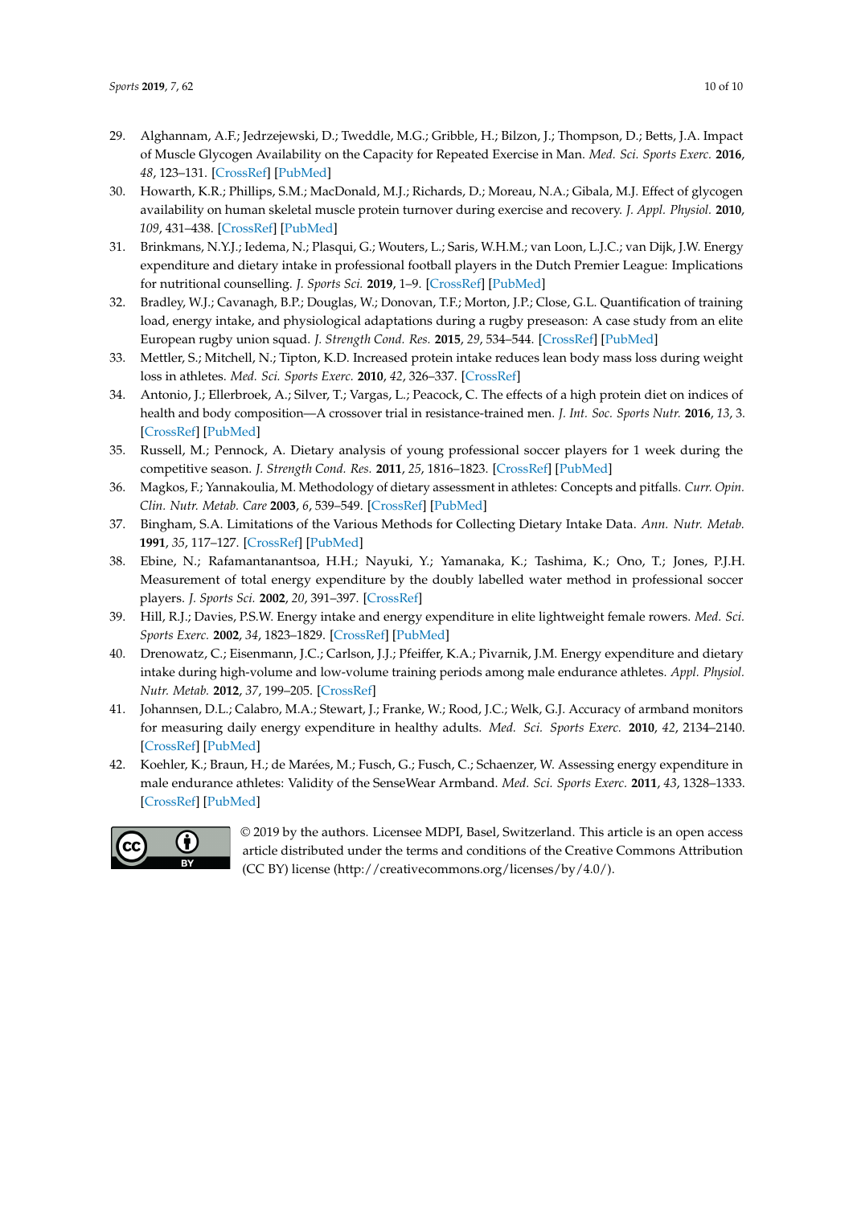29. Alghannam, A.F.; Jedrzejewski, D.; Tweddle, M.G.; Gribble, H.; Bilzon, J.; Thompson, D.; Betts, J.A. Impact of Muscle Glycogen Availability on the Capacity for Repeated Exercise in Man. *Med. Sci. Sports Exerc.* **2016**, *48*, 123–131. [CrossRef] [PubMed]
30. Howarth, K.R.; Phillips, S.M.; MacDonald, M.J.; Richards, D.; Moreau, N.A.; Gibala, M.J. Effect of glycogen availability on human skeletal muscle protein turnover during exercise and recovery. *J. Appl. Physiol.* **2010**, *109*, 431–438. [CrossRef] [PubMed]
31. Brinkmans, N.Y.J.; Iedema, N.; Plasqui, G.; Wouters, L.; Saris, W.H.M.; van Loon, L.J.C.; van Dijk, J.W. Energy expenditure and dietary intake in professional football players in the Dutch Premier League: Implications for nutritional counselling. *J. Sports Sci.* **2019**, 1–9. [CrossRef] [PubMed]
32. Bradley, W.J.; Cavanagh, B.P.; Douglas, W.; Donovan, T.F.; Morton, J.P.; Close, G.L. Quantification of training load, energy intake, and physiological adaptations during a rugby preseason: A case study from an elite European rugby union squad. *J. Strength Cond. Res.* **2015**, *29*, 534–544. [CrossRef] [PubMed]
33. Mettler, S.; Mitchell, N.; Tipton, K.D. Increased protein intake reduces lean body mass loss during weight loss in athletes. *Med. Sci. Sports Exerc.* **2010**, *42*, 326–337. [CrossRef]
34. Antonio, J.; Ellerbroek, A.; Silver, T.; Vargas, L.; Peacock, C. The effects of a high protein diet on indices of health and body composition—A crossover trial in resistance-trained men. *J. Int. Soc. Sports Nutr.* **2016**, *13*, 3. [CrossRef] [PubMed]
35. Russell, M.; Pennock, A. Dietary analysis of young professional soccer players for 1 week during the competitive season. *J. Strength Cond. Res.* **2011**, *25*, 1816–1823. [CrossRef] [PubMed]
36. Magkos, F.; Yannakoulia, M. Methodology of dietary assessment in athletes: Concepts and pitfalls. *Curr. Opin. Clin. Nutr. Metab. Care* **2003**, *6*, 539–549. [CrossRef] [PubMed]
37. Bingham, S.A. Limitations of the Various Methods for Collecting Dietary Intake Data. *Ann. Nutr. Metab.* **1991**, *35*, 117–127. [CrossRef] [PubMed]
38. Ebine, N.; Rafamantanantsoa, H.H.; Nayuki, Y.; Yamanaka, K.; Tashima, K.; Ono, T.; Jones, P.J.H. Measurement of total energy expenditure by the doubly labelled water method in professional soccer players. *J. Sports Sci.* **2002**, *20*, 391–397. [CrossRef]
39. Hill, R.J.; Davies, P.S.W. Energy intake and energy expenditure in elite lightweight female rowers. *Med. Sci. Sports Exerc.* **2002**, *34*, 1823–1829. [CrossRef] [PubMed]
40. Drenowatz, C.; Eisenmann, J.C.; Carlson, J.J.; Pfeiffer, K.A.; Pivarnik, J.M. Energy expenditure and dietary intake during high-volume and low-volume training periods among male endurance athletes. *Appl. Physiol. Nutr. Metab.* **2012**, *37*, 199–205. [CrossRef]
41. Johannsen, D.L.; Calabro, M.A.; Stewart, J.; Franke, W.; Rood, J.C.; Welk, G.J. Accuracy of armband monitors for measuring daily energy expenditure in healthy adults. *Med. Sci. Sports Exerc.* **2010**, *42*, 2134–2140. [CrossRef] [PubMed]
42. Koehler, K.; Braun, H.; de Marées, M.; Fusch, G.; Fusch, C.; Schaenzer, W. Assessing energy expenditure in male endurance athletes: Validity of the SenseWear Armband. *Med. Sci. Sports Exerc.* **2011**, *43*, 1328–1333. [CrossRef] [PubMed]

© 2019 by the authors. Licensee MDPI, Basel, Switzerland. This article is an open access article distributed under the terms and conditions of the Creative Commons Attribution (CC BY) license (http://creativecommons.org/licenses/by/4.0/).